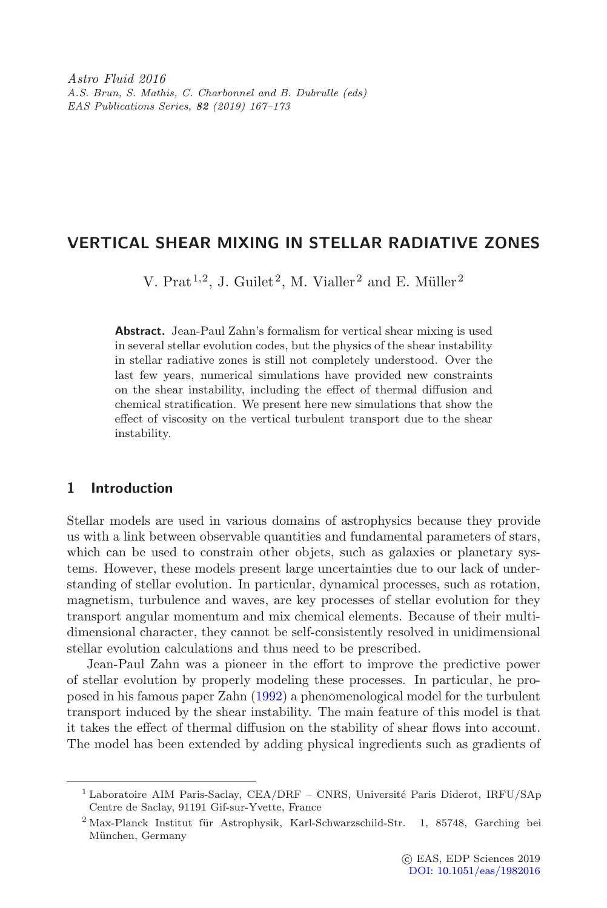*Astro Fluid 2016*
*A.S. Brun, S. Mathis, C. Charbonnel and B. Dubrulle (eds)*
*EAS Publications Series, **82** (2019) 167–173*

# VERTICAL SHEAR MIXING IN STELLAR RADIATIVE ZONES

V. Prat[1,2], J. Guilet[2], M. Vialler[2] and E. Müller[2]

**Abstract.** Jean-Paul Zahn's formalism for vertical shear mixing is used in several stellar evolution codes, but the physics of the shear instability in stellar radiative zones is still not completely understood. Over the last few years, numerical simulations have provided new constraints on the shear instability, including the effect of thermal diffusion and chemical stratification. We present here new simulations that show the effect of viscosity on the vertical turbulent transport due to the shear instability.

## 1 Introduction

Stellar models are used in various domains of astrophysics because they provide us with a link between observable quantities and fundamental parameters of stars, which can be used to constrain other objets, such as galaxies or planetary systems. However, these models present large uncertainties due to our lack of understanding of stellar evolution. In particular, dynamical processes, such as rotation, magnetism, turbulence and waves, are key processes of stellar evolution for they transport angular momentum and mix chemical elements. Because of their multi-dimensional character, they cannot be self-consistently resolved in unidimensional stellar evolution calculations and thus need to be prescribed.

Jean-Paul Zahn was a pioneer in the effort to improve the predictive power of stellar evolution by properly modeling these processes. In particular, he proposed in his famous paper Zahn (1992) a phenomenological model for the turbulent transport induced by the shear instability. The main feature of this model is that it takes the effect of thermal diffusion on the stability of shear flows into account. The model has been extended by adding physical ingredients such as gradients of

[1] Laboratoire AIM Paris-Saclay, CEA/DRF – CNRS, Université Paris Diderot, IRFU/SAp Centre de Saclay, 91191 Gif-sur-Yvette, France

[2] Max-Planck Institut für Astrophysik, Karl-Schwarzschild-Str. 1, 85748, Garching bei München, Germany

© EAS, EDP Sciences 2019
DOI: 10.1051/eas/1982016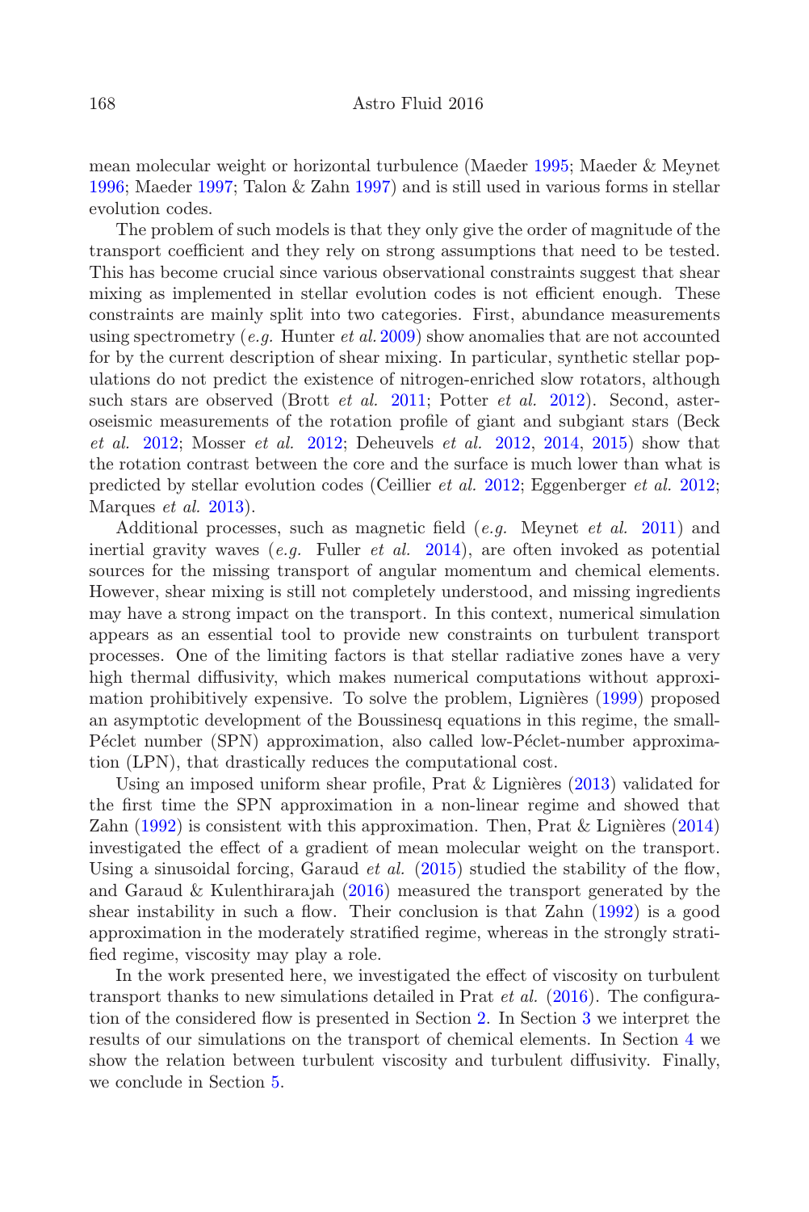mean molecular weight or horizontal turbulence (Maeder 1995; Maeder & Meynet 1996; Maeder 1997; Talon & Zahn 1997) and is still used in various forms in stellar evolution codes.

The problem of such models is that they only give the order of magnitude of the transport coefficient and they rely on strong assumptions that need to be tested. This has become crucial since various observational constraints suggest that shear mixing as implemented in stellar evolution codes is not efficient enough. These constraints are mainly split into two categories. First, abundance measurements using spectrometry (*e.g.* Hunter *et al.* 2009) show anomalies that are not accounted for by the current description of shear mixing. In particular, synthetic stellar populations do not predict the existence of nitrogen-enriched slow rotators, although such stars are observed (Brott *et al.* 2011; Potter *et al.* 2012). Second, asteroseismic measurements of the rotation profile of giant and subgiant stars (Beck *et al.* 2012; Mosser *et al.* 2012; Deheuvels *et al.* 2012, 2014, 2015) show that the rotation contrast between the core and the surface is much lower than what is predicted by stellar evolution codes (Ceillier *et al.* 2012; Eggenberger *et al.* 2012; Marques *et al.* 2013).

Additional processes, such as magnetic field (*e.g.* Meynet *et al.* 2011) and inertial gravity waves (*e.g.* Fuller *et al.* 2014), are often invoked as potential sources for the missing transport of angular momentum and chemical elements. However, shear mixing is still not completely understood, and missing ingredients may have a strong impact on the transport. In this context, numerical simulation appears as an essential tool to provide new constraints on turbulent transport processes. One of the limiting factors is that stellar radiative zones have a very high thermal diffusivity, which makes numerical computations without approximation prohibitively expensive. To solve the problem, Lignières (1999) proposed an asymptotic development of the Boussinesq equations in this regime, the small-Péclet number (SPN) approximation, also called low-Péclet-number approximation (LPN), that drastically reduces the computational cost.

Using an imposed uniform shear profile, Prat & Lignières (2013) validated for the first time the SPN approximation in a non-linear regime and showed that Zahn (1992) is consistent with this approximation. Then, Prat & Lignières (2014) investigated the effect of a gradient of mean molecular weight on the transport. Using a sinusoidal forcing, Garaud *et al.* (2015) studied the stability of the flow, and Garaud & Kulenthirarajah (2016) measured the transport generated by the shear instability in such a flow. Their conclusion is that Zahn (1992) is a good approximation in the moderately stratified regime, whereas in the strongly stratified regime, viscosity may play a role.

In the work presented here, we investigated the effect of viscosity on turbulent transport thanks to new simulations detailed in Prat *et al.* (2016). The configuration of the considered flow is presented in Section 2. In Section 3 we interpret the results of our simulations on the transport of chemical elements. In Section 4 we show the relation between turbulent viscosity and turbulent diffusivity. Finally, we conclude in Section 5.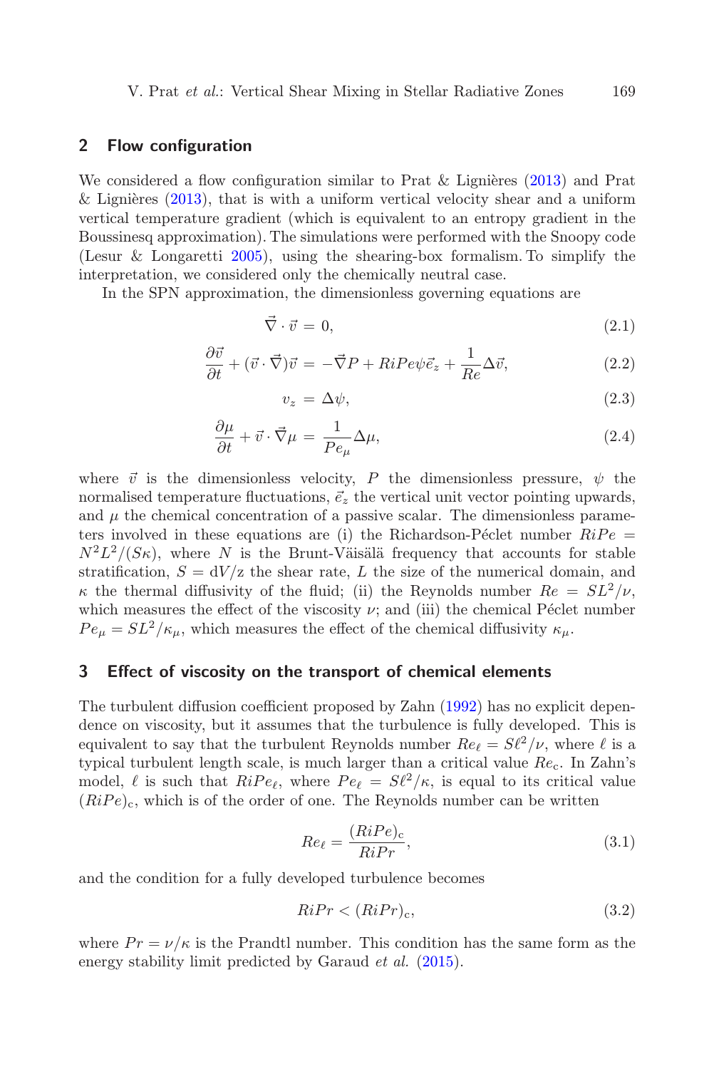## 2 Flow configuration

We considered a flow configuration similar to Prat & Lignières (2013) and Prat & Lignières (2013), that is with a uniform vertical velocity shear and a uniform vertical temperature gradient (which is equivalent to an entropy gradient in the Boussinesq approximation). The simulations were performed with the Snoopy code (Lesur & Longaretti 2005), using the shearing-box formalism. To simplify the interpretation, we considered only the chemically neutral case.

In the SPN approximation, the dimensionless governing equations are

$$\vec{\nabla} \cdot \vec{v} = 0, \tag{2.1}$$

$$\frac{\partial \vec{v}}{\partial t} + (\vec{v} \cdot \vec{\nabla})\vec{v} = -\vec{\nabla} P + RiPe\psi\vec{e}_z + \frac{1}{Re}\Delta\vec{v}, \tag{2.2}$$

$$v_z = \Delta\psi, \tag{2.3}$$

$$\frac{\partial \mu}{\partial t} + \vec{v} \cdot \vec{\nabla}\mu = \frac{1}{Pe_\mu}\Delta\mu, \tag{2.4}$$

where $\vec{v}$ is the dimensionless velocity, $P$ the dimensionless pressure, $\psi$ the normalised temperature fluctuations, $\vec{e}_z$ the vertical unit vector pointing upwards, and $\mu$ the chemical concentration of a passive scalar. The dimensionless parameters involved in these equations are (i) the Richardson-Péclet number $RiPe = N^2L^2/(S\kappa)$, where $N$ is the Brunt-Väisälä frequency that accounts for stable stratification, $S = \mathrm{d}V/\mathrm{z}$ the shear rate, $L$ the size of the numerical domain, and $\kappa$ the thermal diffusivity of the fluid; (ii) the Reynolds number $Re = SL^2/\nu$, which measures the effect of the viscosity $\nu$; and (iii) the chemical Péclet number $Pe_\mu = SL^2/\kappa_\mu$, which measures the effect of the chemical diffusivity $\kappa_\mu$.

## 3 Effect of viscosity on the transport of chemical elements

The turbulent diffusion coefficient proposed by Zahn (1992) has no explicit dependence on viscosity, but it assumes that the turbulence is fully developed. This is equivalent to say that the turbulent Reynolds number $Re_\ell = S\ell^2/\nu$, where $\ell$ is a typical turbulent length scale, is much larger than a critical value $Re_\mathrm{c}$. In Zahn's model, $\ell$ is such that $RiPe_\ell$, where $Pe_\ell = S\ell^2/\kappa$, is equal to its critical value $(RiPe)_\mathrm{c}$, which is of the order of one. The Reynolds number can be written

$$Re_\ell = \frac{(RiPe)_\mathrm{c}}{RiPr}, \tag{3.1}$$

and the condition for a fully developed turbulence becomes

$$RiPr < (RiPr)_\mathrm{c}, \tag{3.2}$$

where $Pr = \nu/\kappa$ is the Prandtl number. This condition has the same form as the energy stability limit predicted by Garaud *et al.* (2015).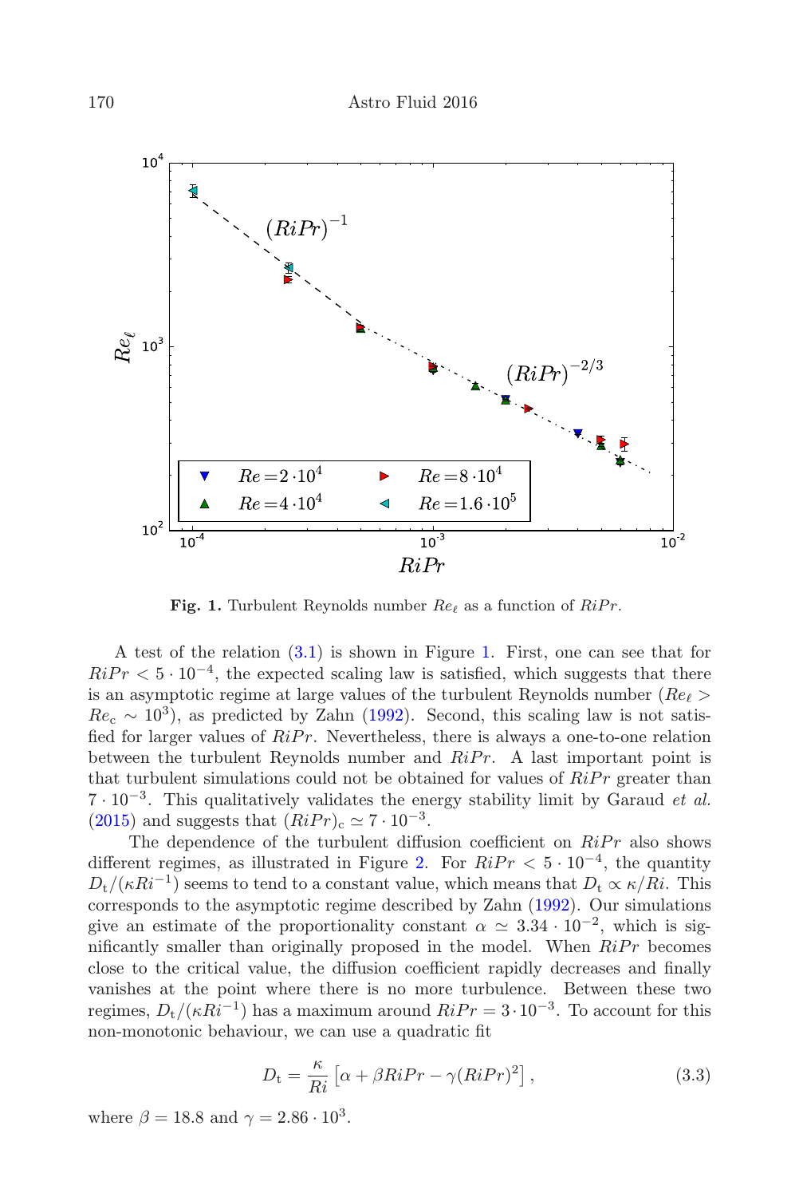**Fig. 1.** Turbulent Reynolds number $Re_\ell$ as a function of $RiPr$.

A test of the relation (3.1) is shown in Figure 1. First, one can see that for $RiPr < 5 \cdot 10^{-4}$, the expected scaling law is satisfied, which suggests that there is an asymptotic regime at large values of the turbulent Reynolds number ($Re_\ell > Re_c \sim 10^3$), as predicted by Zahn (1992). Second, this scaling law is not satisfied for larger values of $RiPr$. Nevertheless, there is always a one-to-one relation between the turbulent Reynolds number and $RiPr$. A last important point is that turbulent simulations could not be obtained for values of $RiPr$ greater than $7 \cdot 10^{-3}$. This qualitatively validates the energy stability limit by Garaud *et al.* (2015) and suggests that $(RiPr)_c \simeq 7 \cdot 10^{-3}$.

The dependence of the turbulent diffusion coefficient on $RiPr$ also shows different regimes, as illustrated in Figure 2. For $RiPr < 5 \cdot 10^{-4}$, the quantity $D_t/(\kappa Ri^{-1})$ seems to tend to a constant value, which means that $D_t \propto \kappa/Ri$. This corresponds to the asymptotic regime described by Zahn (1992). Our simulations give an estimate of the proportionality constant $\alpha \simeq 3.34 \cdot 10^{-2}$, which is significantly smaller than originally proposed in the model. When $RiPr$ becomes close to the critical value, the diffusion coefficient rapidly decreases and finally vanishes at the point where there is no more turbulence. Between these two regimes, $D_t/(\kappa Ri^{-1})$ has a maximum around $RiPr = 3 \cdot 10^{-3}$. To account for this non-monotonic behaviour, we can use a quadratic fit

$$D_t = \frac{\kappa}{Ri}\left[\alpha + \beta RiPr - \gamma (RiPr)^2\right], \tag{3.3}$$

where $\beta = 18.8$ and $\gamma = 2.86 \cdot 10^3$.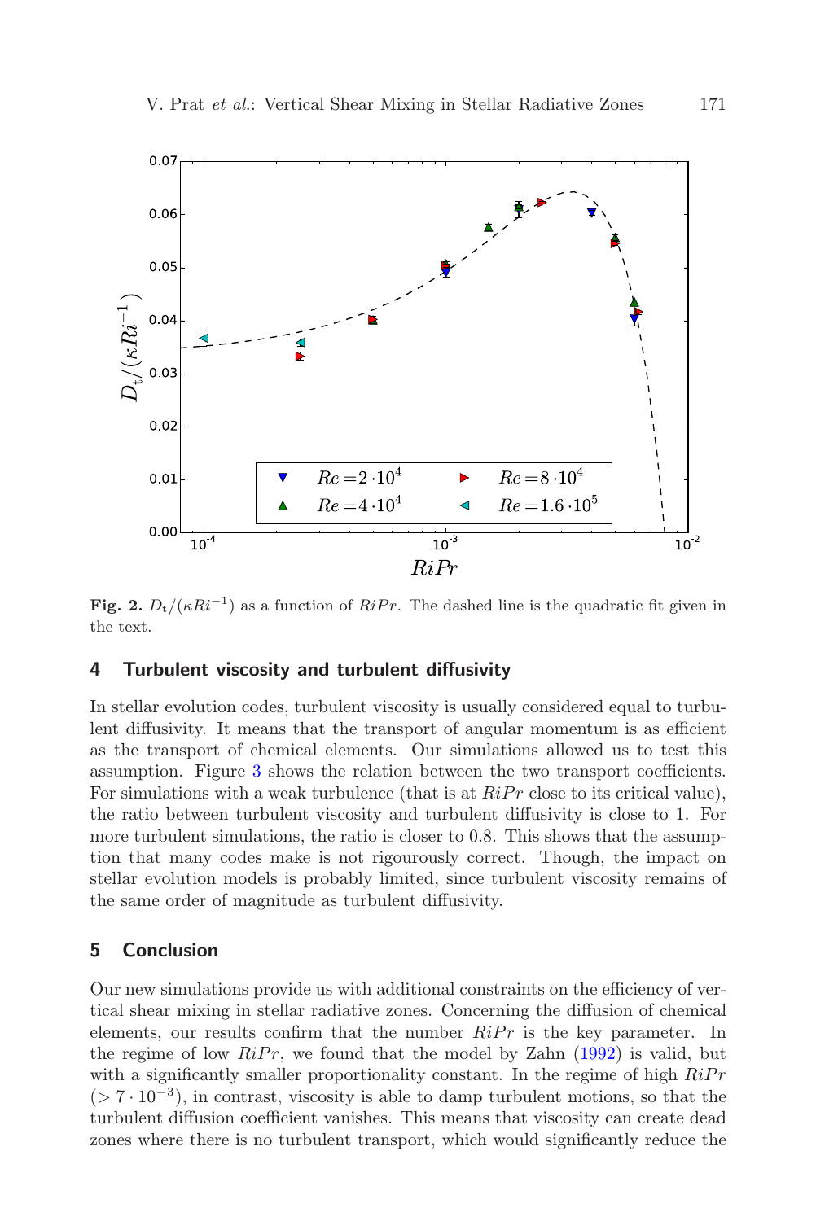**Fig. 2.** $D_\mathrm{t}/(\kappa Ri^{-1})$ as a function of $RiPr$. The dashed line is the quadratic fit given in the text.

## 4 Turbulent viscosity and turbulent diffusivity

In stellar evolution codes, turbulent viscosity is usually considered equal to turbulent diffusivity. It means that the transport of angular momentum is as efficient as the transport of chemical elements. Our simulations allowed us to test this assumption. Figure 3 shows the relation between the two transport coefficients. For simulations with a weak turbulence (that is at $RiPr$ close to its critical value), the ratio between turbulent viscosity and turbulent diffusivity is close to 1. For more turbulent simulations, the ratio is closer to 0.8. This shows that the assumption that many codes make is not rigourously correct. Though, the impact on stellar evolution models is probably limited, since turbulent viscosity remains of the same order of magnitude as turbulent diffusivity.

## 5 Conclusion

Our new simulations provide us with additional constraints on the efficiency of vertical shear mixing in stellar radiative zones. Concerning the diffusion of chemical elements, our results confirm that the number $RiPr$ is the key parameter. In the regime of low $RiPr$, we found that the model by Zahn (1992) is valid, but with a significantly smaller proportionality constant. In the regime of high $RiPr$ ($> 7 \cdot 10^{-3}$), in contrast, viscosity is able to damp turbulent motions, so that the turbulent diffusion coefficient vanishes. This means that viscosity can create dead zones where there is no turbulent transport, which would significantly reduce the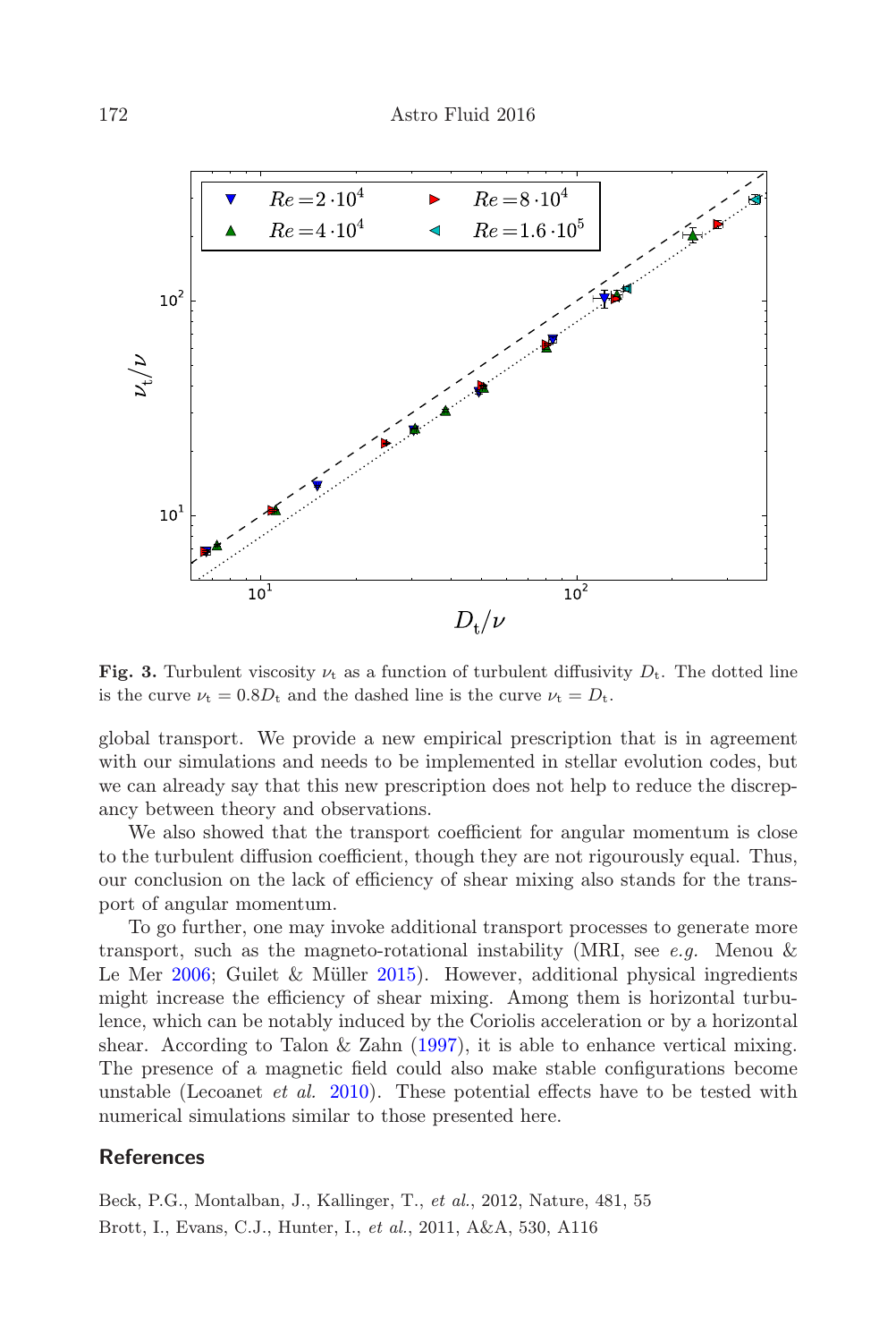**Fig. 3.** Turbulent viscosity $\nu_t$ as a function of turbulent diffusivity $D_t$. The dotted line is the curve $\nu_t = 0.8D_t$ and the dashed line is the curve $\nu_t = D_t$.

global transport. We provide a new empirical prescription that is in agreement with our simulations and needs to be implemented in stellar evolution codes, but we can already say that this new prescription does not help to reduce the discrepancy between theory and observations.

We also showed that the transport coefficient for angular momentum is close to the turbulent diffusion coefficient, though they are not rigourously equal. Thus, our conclusion on the lack of efficiency of shear mixing also stands for the transport of angular momentum.

To go further, one may invoke additional transport processes to generate more transport, such as the magneto-rotational instability (MRI, see *e.g.* Menou & Le Mer 2006; Guilet & Müller 2015). However, additional physical ingredients might increase the efficiency of shear mixing. Among them is horizontal turbulence, which can be notably induced by the Coriolis acceleration or by a horizontal shear. According to Talon & Zahn (1997), it is able to enhance vertical mixing. The presence of a magnetic field could also make stable configurations become unstable (Lecoanet *et al.* 2010). These potential effects have to be tested with numerical simulations similar to those presented here.

## References

Beck, P.G., Montalban, J., Kallinger, T., *et al.*, 2012, Nature, 481, 55

Brott, I., Evans, C.J., Hunter, I., *et al.*, 2011, A&A, 530, A116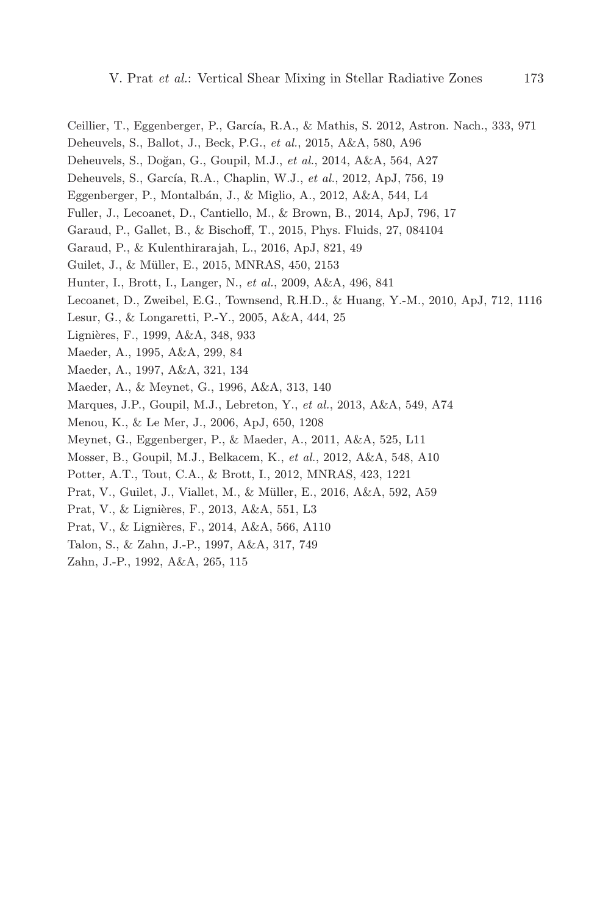Ceillier, T., Eggenberger, P., García, R.A., & Mathis, S. 2012, Astron. Nach., 333, 971

Deheuvels, S., Ballot, J., Beck, P.G., *et al.*, 2015, A&A, 580, A96

Deheuvels, S., Doğan, G., Goupil, M.J., *et al.*, 2014, A&A, 564, A27

Deheuvels, S., García, R.A., Chaplin, W.J., *et al.*, 2012, ApJ, 756, 19

Eggenberger, P., Montalbán, J., & Miglio, A., 2012, A&A, 544, L4

Fuller, J., Lecoanet, D., Cantiello, M., & Brown, B., 2014, ApJ, 796, 17

Garaud, P., Gallet, B., & Bischoff, T., 2015, Phys. Fluids, 27, 084104

Garaud, P., & Kulenthirarajah, L., 2016, ApJ, 821, 49

Guilet, J., & Müller, E., 2015, MNRAS, 450, 2153

Hunter, I., Brott, I., Langer, N., *et al.*, 2009, A&A, 496, 841

Lecoanet, D., Zweibel, E.G., Townsend, R.H.D., & Huang, Y.-M., 2010, ApJ, 712, 1116

Lesur, G., & Longaretti, P.-Y., 2005, A&A, 444, 25

Lignières, F., 1999, A&A, 348, 933

Maeder, A., 1995, A&A, 299, 84

Maeder, A., 1997, A&A, 321, 134

Maeder, A., & Meynet, G., 1996, A&A, 313, 140

Marques, J.P., Goupil, M.J., Lebreton, Y., *et al.*, 2013, A&A, 549, A74

Menou, K., & Le Mer, J., 2006, ApJ, 650, 1208

Meynet, G., Eggenberger, P., & Maeder, A., 2011, A&A, 525, L11

Mosser, B., Goupil, M.J., Belkacem, K., *et al.*, 2012, A&A, 548, A10

Potter, A.T., Tout, C.A., & Brott, I., 2012, MNRAS, 423, 1221

Prat, V., Guilet, J., Viallet, M., & Müller, E., 2016, A&A, 592, A59

Prat, V., & Lignières, F., 2013, A&A, 551, L3

Prat, V., & Lignières, F., 2014, A&A, 566, A110

Talon, S., & Zahn, J.-P., 1997, A&A, 317, 749

Zahn, J.-P., 1992, A&A, 265, 115